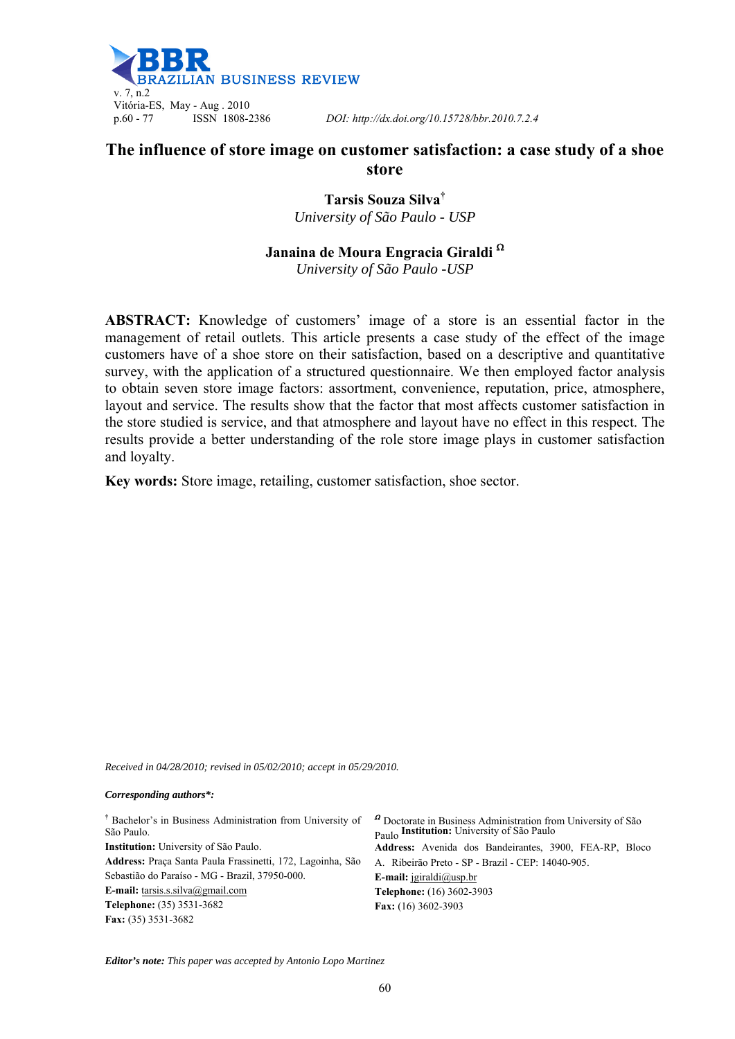# The influence of store image on customer satisfaction: a case study of a shoe store

**Tarsis Souza Silva**[†]
*University of São Paulo - USP*

**Janaina de Moura Engracia Giraldi** [Ω]
*University of São Paulo -USP*

**ABSTRACT:** Knowledge of customers' image of a store is an essential factor in the management of retail outlets. This article presents a case study of the effect of the image customers have of a shoe store on their satisfaction, based on a descriptive and quantitative survey, with the application of a structured questionnaire. We then employed factor analysis to obtain seven store image factors: assortment, convenience, reputation, price, atmosphere, layout and service. The results show that the factor that most affects customer satisfaction in the store studied is service, and that atmosphere and layout have no effect in this respect. The results provide a better understanding of the role store image plays in customer satisfaction and loyalty.

**Key words:** Store image, retailing, customer satisfaction, shoe sector.

*Received in 04/28/2010; revised in 05/02/2010; accept in 05/29/2010.*

***Corresponding authors*:***

[†] Bachelor's in Business Administration from University of São Paulo.
**Institution:** University of São Paulo.
**Address:** Praça Santa Paula Frassinetti, 172, Lagoinha, São Sebastião do Paraíso - MG - Brazil, 37950-000.
**E-mail:** tarsis.s.silva@gmail.com
**Telephone:** (35) 3531-3682
**Fax:** (35) 3531-3682

[Ω] Doctorate in Business Administration from University of São Paulo
**Institution:** University of São Paulo
**Address:** Avenida dos Bandeirantes, 3900, FEA-RP, Bloco A. Ribeirão Preto - SP - Brazil - CEP: 14040-905.
**E-mail:** jgiraldi@usp.br
**Telephone:** (16) 3602-3903
**Fax:** (16) 3602-3903

***Editor's note:*** *This paper was accepted by Antonio Lopo Martinez*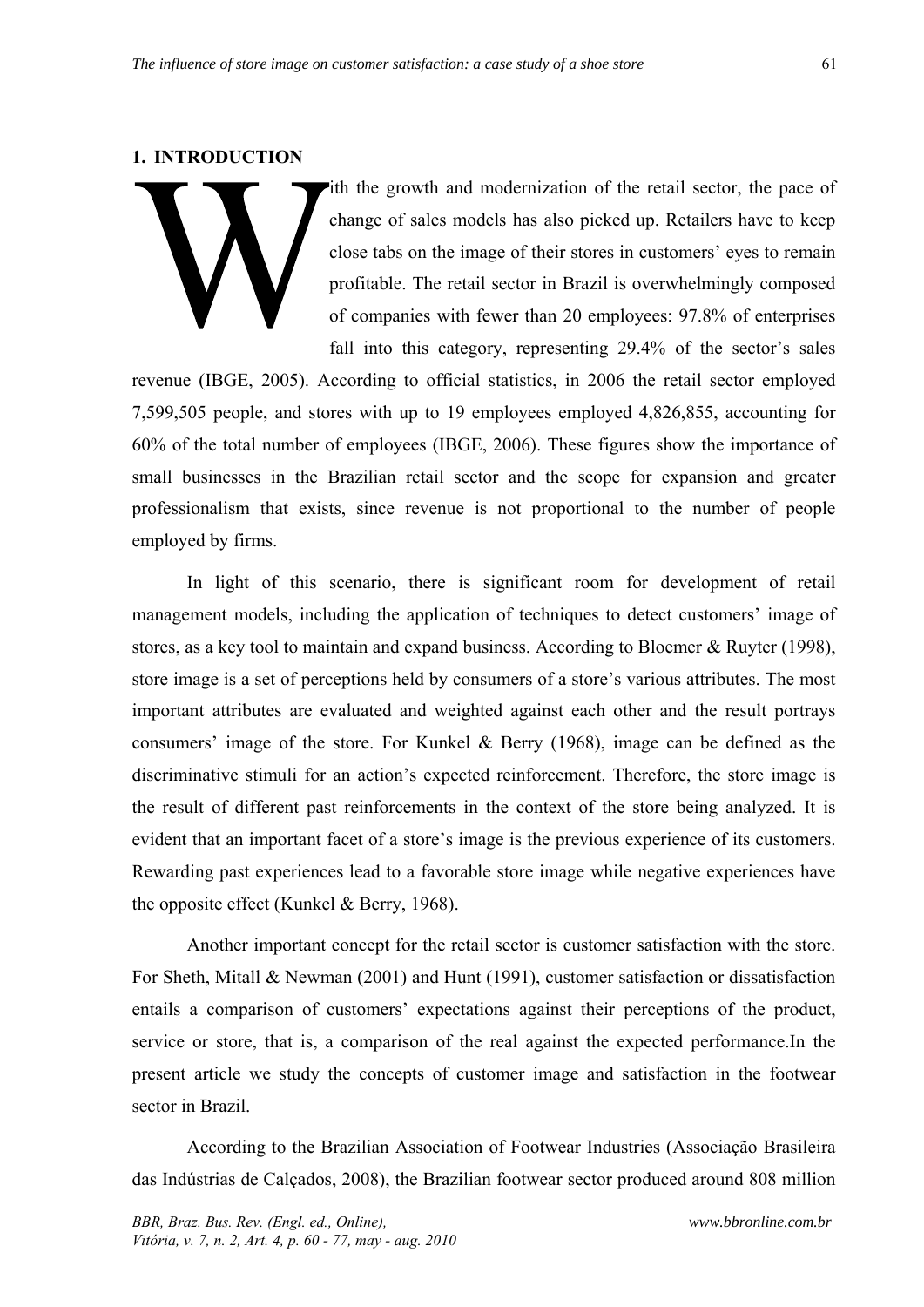## 1. INTRODUCTION

With the growth and modernization of the retail sector, the pace of change of sales models has also picked up. Retailers have to keep close tabs on the image of their stores in customers' eyes to remain profitable. The retail sector in Brazil is overwhelmingly composed of companies with fewer than 20 employees: 97.8% of enterprises fall into this category, representing 29.4% of the sector's sales revenue (IBGE, 2005). According to official statistics, in 2006 the retail sector employed 7,599,505 people, and stores with up to 19 employees employed 4,826,855, accounting for 60% of the total number of employees (IBGE, 2006). These figures show the importance of small businesses in the Brazilian retail sector and the scope for expansion and greater professionalism that exists, since revenue is not proportional to the number of people employed by firms.

In light of this scenario, there is significant room for development of retail management models, including the application of techniques to detect customers' image of stores, as a key tool to maintain and expand business. According to Bloemer & Ruyter (1998), store image is a set of perceptions held by consumers of a store's various attributes. The most important attributes are evaluated and weighted against each other and the result portrays consumers' image of the store. For Kunkel & Berry (1968), image can be defined as the discriminative stimuli for an action's expected reinforcement. Therefore, the store image is the result of different past reinforcements in the context of the store being analyzed. It is evident that an important facet of a store's image is the previous experience of its customers. Rewarding past experiences lead to a favorable store image while negative experiences have the opposite effect (Kunkel & Berry, 1968).

Another important concept for the retail sector is customer satisfaction with the store. For Sheth, Mitall & Newman (2001) and Hunt (1991), customer satisfaction or dissatisfaction entails a comparison of customers' expectations against their perceptions of the product, service or store, that is, a comparison of the real against the expected performance.In the present article we study the concepts of customer image and satisfaction in the footwear sector in Brazil.

According to the Brazilian Association of Footwear Industries (Associação Brasileira das Indústrias de Calçados, 2008), the Brazilian footwear sector produced around 808 million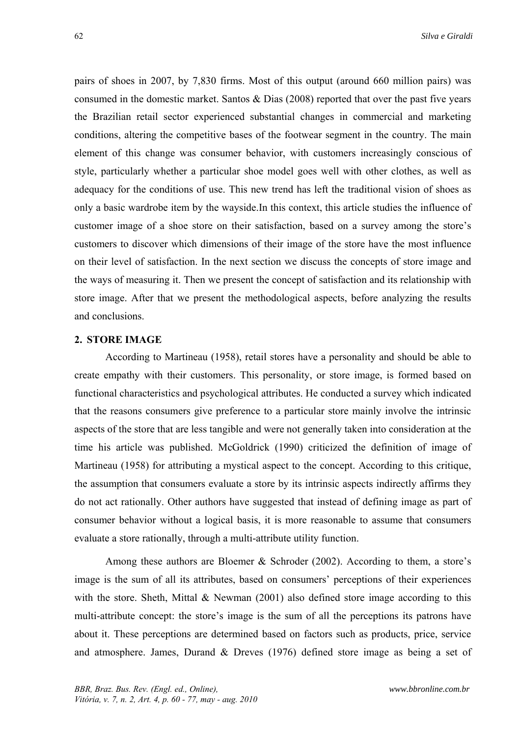pairs of shoes in 2007, by 7,830 firms. Most of this output (around 660 million pairs) was consumed in the domestic market. Santos & Dias (2008) reported that over the past five years the Brazilian retail sector experienced substantial changes in commercial and marketing conditions, altering the competitive bases of the footwear segment in the country. The main element of this change was consumer behavior, with customers increasingly conscious of style, particularly whether a particular shoe model goes well with other clothes, as well as adequacy for the conditions of use. This new trend has left the traditional vision of shoes as only a basic wardrobe item by the wayside.In this context, this article studies the influence of customer image of a shoe store on their satisfaction, based on a survey among the store's customers to discover which dimensions of their image of the store have the most influence on their level of satisfaction. In the next section we discuss the concepts of store image and the ways of measuring it. Then we present the concept of satisfaction and its relationship with store image. After that we present the methodological aspects, before analyzing the results and conclusions.

## 2. STORE IMAGE

According to Martineau (1958), retail stores have a personality and should be able to create empathy with their customers. This personality, or store image, is formed based on functional characteristics and psychological attributes. He conducted a survey which indicated that the reasons consumers give preference to a particular store mainly involve the intrinsic aspects of the store that are less tangible and were not generally taken into consideration at the time his article was published. McGoldrick (1990) criticized the definition of image of Martineau (1958) for attributing a mystical aspect to the concept. According to this critique, the assumption that consumers evaluate a store by its intrinsic aspects indirectly affirms they do not act rationally. Other authors have suggested that instead of defining image as part of consumer behavior without a logical basis, it is more reasonable to assume that consumers evaluate a store rationally, through a multi-attribute utility function.

Among these authors are Bloemer & Schroder (2002). According to them, a store's image is the sum of all its attributes, based on consumers' perceptions of their experiences with the store. Sheth, Mittal & Newman (2001) also defined store image according to this multi-attribute concept: the store's image is the sum of all the perceptions its patrons have about it. These perceptions are determined based on factors such as products, price, service and atmosphere. James, Durand & Dreves (1976) defined store image as being a set of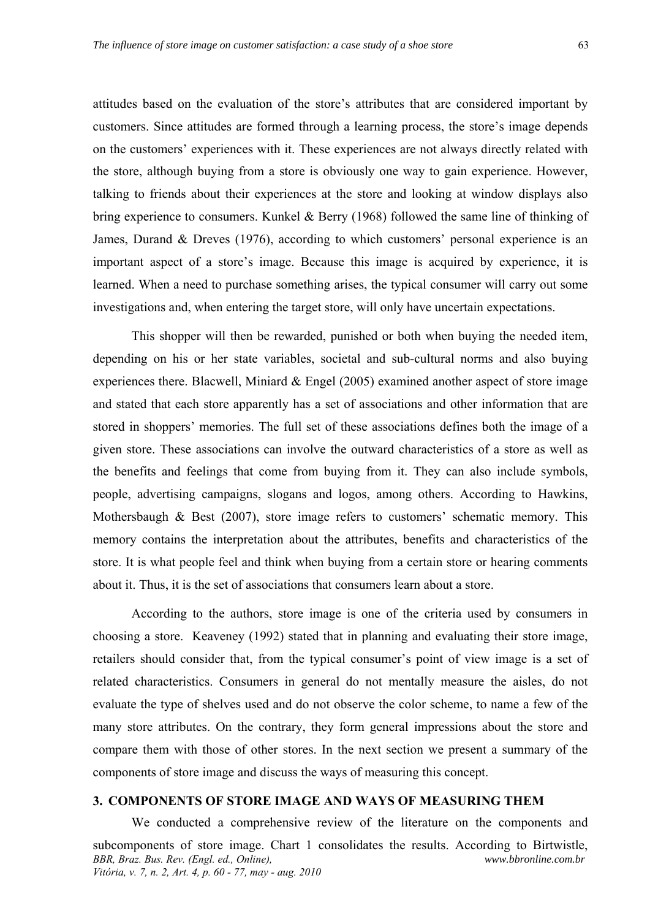attitudes based on the evaluation of the store's attributes that are considered important by customers. Since attitudes are formed through a learning process, the store's image depends on the customers' experiences with it. These experiences are not always directly related with the store, although buying from a store is obviously one way to gain experience. However, talking to friends about their experiences at the store and looking at window displays also bring experience to consumers. Kunkel & Berry (1968) followed the same line of thinking of James, Durand & Dreves (1976), according to which customers' personal experience is an important aspect of a store's image. Because this image is acquired by experience, it is learned. When a need to purchase something arises, the typical consumer will carry out some investigations and, when entering the target store, will only have uncertain expectations.

This shopper will then be rewarded, punished or both when buying the needed item, depending on his or her state variables, societal and sub-cultural norms and also buying experiences there. Blacwell, Miniard & Engel (2005) examined another aspect of store image and stated that each store apparently has a set of associations and other information that are stored in shoppers' memories. The full set of these associations defines both the image of a given store. These associations can involve the outward characteristics of a store as well as the benefits and feelings that come from buying from it. They can also include symbols, people, advertising campaigns, slogans and logos, among others. According to Hawkins, Mothersbaugh & Best (2007), store image refers to customers' schematic memory. This memory contains the interpretation about the attributes, benefits and characteristics of the store. It is what people feel and think when buying from a certain store or hearing comments about it. Thus, it is the set of associations that consumers learn about a store.

According to the authors, store image is one of the criteria used by consumers in choosing a store. Keaveney (1992) stated that in planning and evaluating their store image, retailers should consider that, from the typical consumer's point of view image is a set of related characteristics. Consumers in general do not mentally measure the aisles, do not evaluate the type of shelves used and do not observe the color scheme, to name a few of the many store attributes. On the contrary, they form general impressions about the store and compare them with those of other stores. In the next section we present a summary of the components of store image and discuss the ways of measuring this concept.

## 3. COMPONENTS OF STORE IMAGE AND WAYS OF MEASURING THEM

We conducted a comprehensive review of the literature on the components and subcomponents of store image. Chart 1 consolidates the results. According to Birtwistle,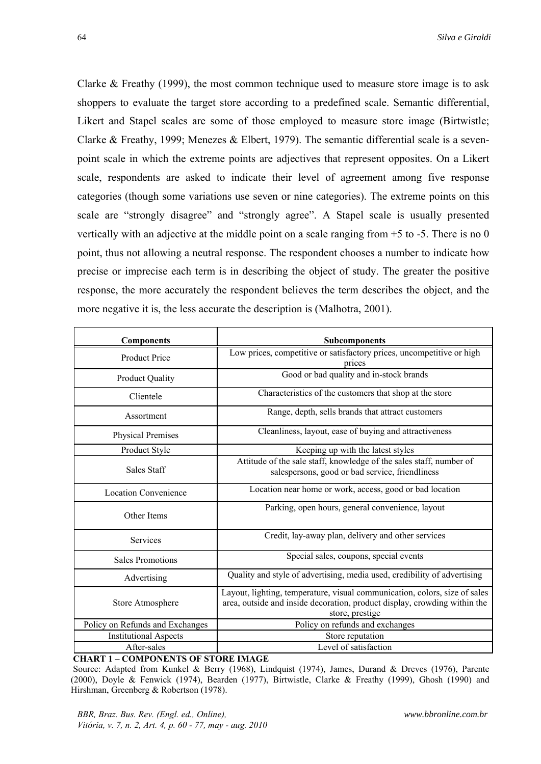Clarke & Freathy (1999), the most common technique used to measure store image is to ask shoppers to evaluate the target store according to a predefined scale. Semantic differential, Likert and Stapel scales are some of those employed to measure store image (Birtwistle; Clarke & Freathy, 1999; Menezes & Elbert, 1979). The semantic differential scale is a seven-point scale in which the extreme points are adjectives that represent opposites. On a Likert scale, respondents are asked to indicate their level of agreement among five response categories (though some variations use seven or nine categories). The extreme points on this scale are "strongly disagree" and "strongly agree". A Stapel scale is usually presented vertically with an adjective at the middle point on a scale ranging from +5 to -5. There is no 0 point, thus not allowing a neutral response. The respondent chooses a number to indicate how precise or imprecise each term is in describing the object of study. The greater the positive response, the more accurately the respondent believes the term describes the object, and the more negative it is, the less accurate the description is (Malhotra, 2001).

| Components | Subcomponents |
|---|---|
| Product Price | Low prices, competitive or satisfactory prices, uncompetitive or high prices |
| Product Quality | Good or bad quality and in-stock brands |
| Clientele | Characteristics of the customers that shop at the store |
| Assortment | Range, depth, sells brands that attract customers |
| Physical Premises | Cleanliness, layout, ease of buying and attractiveness |
| Product Style | Keeping up with the latest styles |
| Sales Staff | Attitude of the sale staff, knowledge of the sales staff, number of salespersons, good or bad service, friendliness |
| Location Convenience | Location near home or work, access, good or bad location |
| Other Items | Parking, open hours, general convenience, layout |
| Services | Credit, lay-away plan, delivery and other services |
| Sales Promotions | Special sales, coupons, special events |
| Advertising | Quality and style of advertising, media used, credibility of advertising |
| Store Atmosphere | Layout, lighting, temperature, visual communication, colors, size of sales area, outside and inside decoration, product display, crowding within the store, prestige |
| Policy on Refunds and Exchanges | Policy on refunds and exchanges |
| Institutional Aspects | Store reputation |
| After-sales | Level of satisfaction |

**CHART 1 – COMPONENTS OF STORE IMAGE**

Source: Adapted from Kunkel & Berry (1968), Lindquist (1974), James, Durand & Dreves (1976), Parente (2000), Doyle & Fenwick (1974), Bearden (1977), Birtwistle, Clarke & Freathy (1999), Ghosh (1990) and Hirshman, Greenberg & Robertson (1978).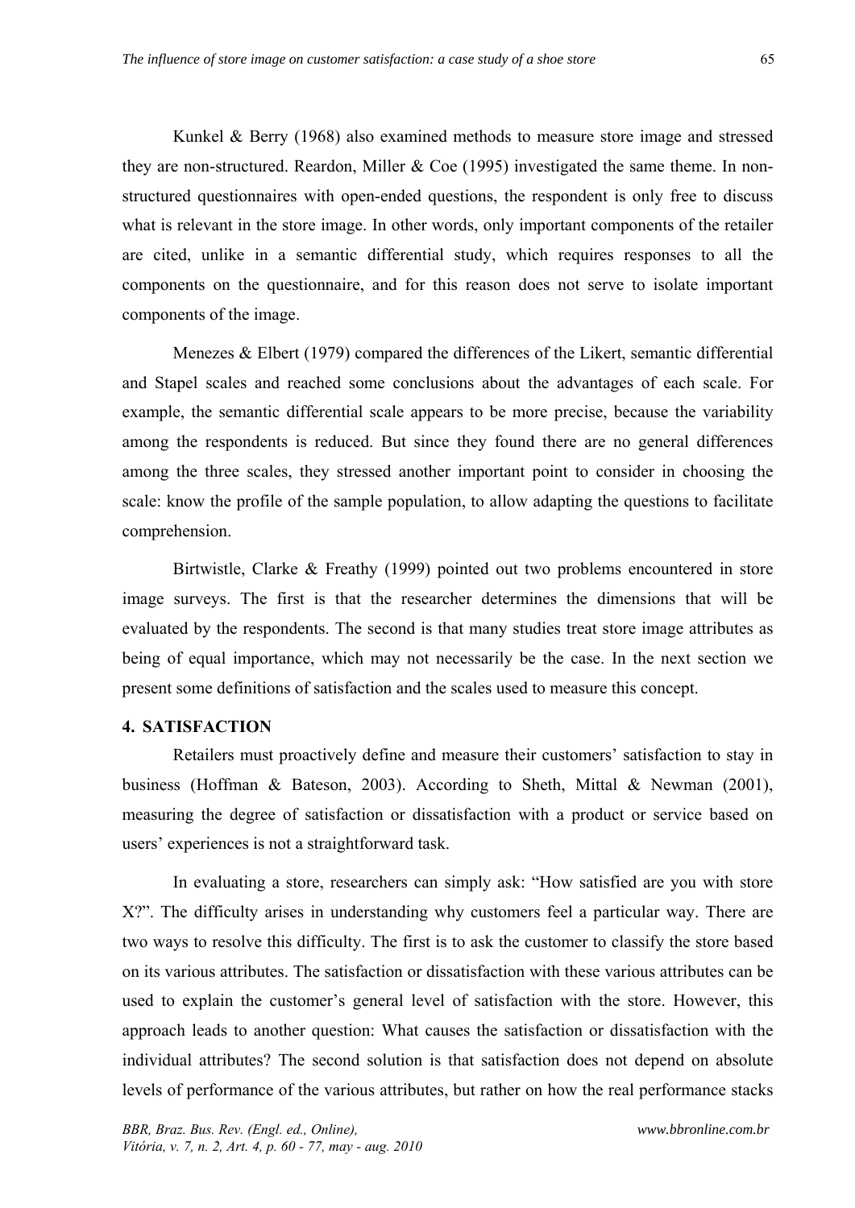Kunkel & Berry (1968) also examined methods to measure store image and stressed they are non-structured. Reardon, Miller & Coe (1995) investigated the same theme. In non-structured questionnaires with open-ended questions, the respondent is only free to discuss what is relevant in the store image. In other words, only important components of the retailer are cited, unlike in a semantic differential study, which requires responses to all the components on the questionnaire, and for this reason does not serve to isolate important components of the image.

Menezes & Elbert (1979) compared the differences of the Likert, semantic differential and Stapel scales and reached some conclusions about the advantages of each scale. For example, the semantic differential scale appears to be more precise, because the variability among the respondents is reduced. But since they found there are no general differences among the three scales, they stressed another important point to consider in choosing the scale: know the profile of the sample population, to allow adapting the questions to facilitate comprehension.

Birtwistle, Clarke & Freathy (1999) pointed out two problems encountered in store image surveys. The first is that the researcher determines the dimensions that will be evaluated by the respondents. The second is that many studies treat store image attributes as being of equal importance, which may not necessarily be the case. In the next section we present some definitions of satisfaction and the scales used to measure this concept.

## 4. SATISFACTION

Retailers must proactively define and measure their customers' satisfaction to stay in business (Hoffman & Bateson, 2003). According to Sheth, Mittal & Newman (2001), measuring the degree of satisfaction or dissatisfaction with a product or service based on users' experiences is not a straightforward task.

In evaluating a store, researchers can simply ask: "How satisfied are you with store X?". The difficulty arises in understanding why customers feel a particular way. There are two ways to resolve this difficulty. The first is to ask the customer to classify the store based on its various attributes. The satisfaction or dissatisfaction with these various attributes can be used to explain the customer's general level of satisfaction with the store. However, this approach leads to another question: What causes the satisfaction or dissatisfaction with the individual attributes? The second solution is that satisfaction does not depend on absolute levels of performance of the various attributes, but rather on how the real performance stacks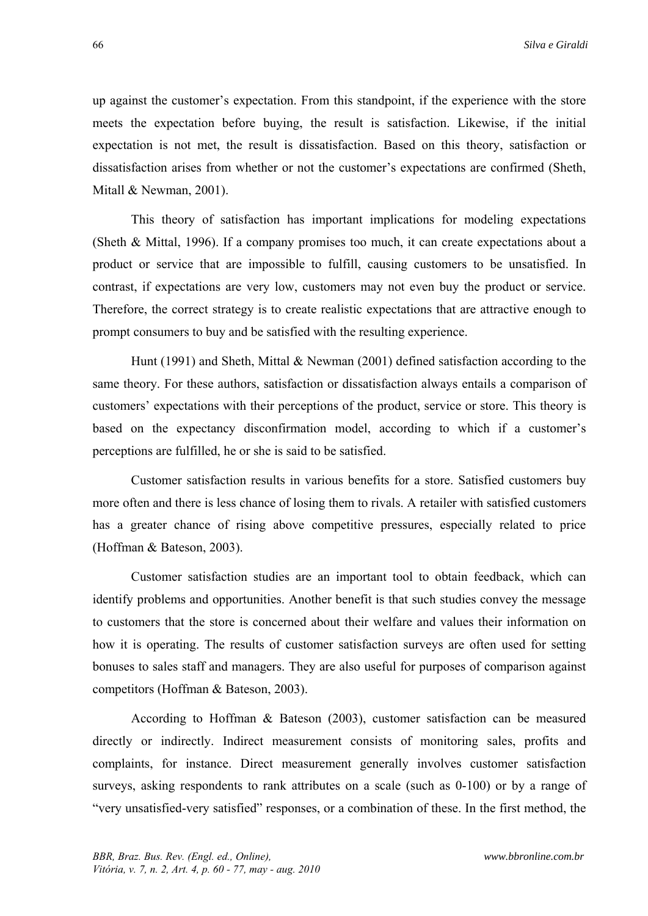up against the customer's expectation. From this standpoint, if the experience with the store meets the expectation before buying, the result is satisfaction. Likewise, if the initial expectation is not met, the result is dissatisfaction. Based on this theory, satisfaction or dissatisfaction arises from whether or not the customer's expectations are confirmed (Sheth, Mitall & Newman, 2001).

This theory of satisfaction has important implications for modeling expectations (Sheth & Mittal, 1996). If a company promises too much, it can create expectations about a product or service that are impossible to fulfill, causing customers to be unsatisfied. In contrast, if expectations are very low, customers may not even buy the product or service. Therefore, the correct strategy is to create realistic expectations that are attractive enough to prompt consumers to buy and be satisfied with the resulting experience.

Hunt (1991) and Sheth, Mittal & Newman (2001) defined satisfaction according to the same theory. For these authors, satisfaction or dissatisfaction always entails a comparison of customers' expectations with their perceptions of the product, service or store. This theory is based on the expectancy disconfirmation model, according to which if a customer's perceptions are fulfilled, he or she is said to be satisfied.

Customer satisfaction results in various benefits for a store. Satisfied customers buy more often and there is less chance of losing them to rivals. A retailer with satisfied customers has a greater chance of rising above competitive pressures, especially related to price (Hoffman & Bateson, 2003).

Customer satisfaction studies are an important tool to obtain feedback, which can identify problems and opportunities. Another benefit is that such studies convey the message to customers that the store is concerned about their welfare and values their information on how it is operating. The results of customer satisfaction surveys are often used for setting bonuses to sales staff and managers. They are also useful for purposes of comparison against competitors (Hoffman & Bateson, 2003).

According to Hoffman & Bateson (2003), customer satisfaction can be measured directly or indirectly. Indirect measurement consists of monitoring sales, profits and complaints, for instance. Direct measurement generally involves customer satisfaction surveys, asking respondents to rank attributes on a scale (such as 0-100) or by a range of "very unsatisfied-very satisfied" responses, or a combination of these. In the first method, the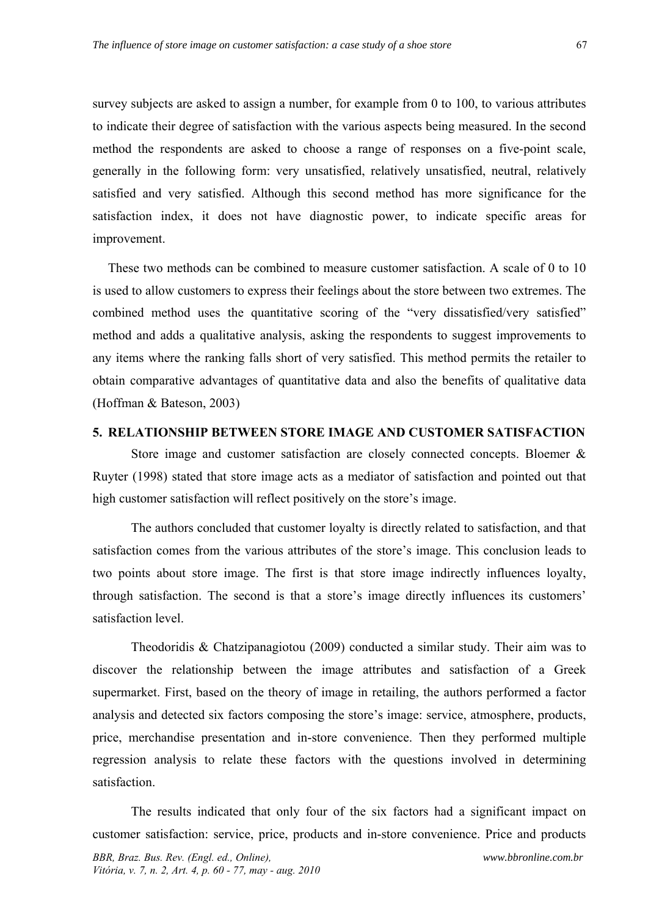survey subjects are asked to assign a number, for example from 0 to 100, to various attributes to indicate their degree of satisfaction with the various aspects being measured. In the second method the respondents are asked to choose a range of responses on a five-point scale, generally in the following form: very unsatisfied, relatively unsatisfied, neutral, relatively satisfied and very satisfied. Although this second method has more significance for the satisfaction index, it does not have diagnostic power, to indicate specific areas for improvement.

These two methods can be combined to measure customer satisfaction. A scale of 0 to 10 is used to allow customers to express their feelings about the store between two extremes. The combined method uses the quantitative scoring of the "very dissatisfied/very satisfied" method and adds a qualitative analysis, asking the respondents to suggest improvements to any items where the ranking falls short of very satisfied. This method permits the retailer to obtain comparative advantages of quantitative data and also the benefits of qualitative data (Hoffman & Bateson, 2003)

## 5. RELATIONSHIP BETWEEN STORE IMAGE AND CUSTOMER SATISFACTION

Store image and customer satisfaction are closely connected concepts. Bloemer & Ruyter (1998) stated that store image acts as a mediator of satisfaction and pointed out that high customer satisfaction will reflect positively on the store's image.

The authors concluded that customer loyalty is directly related to satisfaction, and that satisfaction comes from the various attributes of the store's image. This conclusion leads to two points about store image. The first is that store image indirectly influences loyalty, through satisfaction. The second is that a store's image directly influences its customers' satisfaction level.

Theodoridis & Chatzipanagiotou (2009) conducted a similar study. Their aim was to discover the relationship between the image attributes and satisfaction of a Greek supermarket. First, based on the theory of image in retailing, the authors performed a factor analysis and detected six factors composing the store's image: service, atmosphere, products, price, merchandise presentation and in-store convenience. Then they performed multiple regression analysis to relate these factors with the questions involved in determining satisfaction.

The results indicated that only four of the six factors had a significant impact on customer satisfaction: service, price, products and in-store convenience. Price and products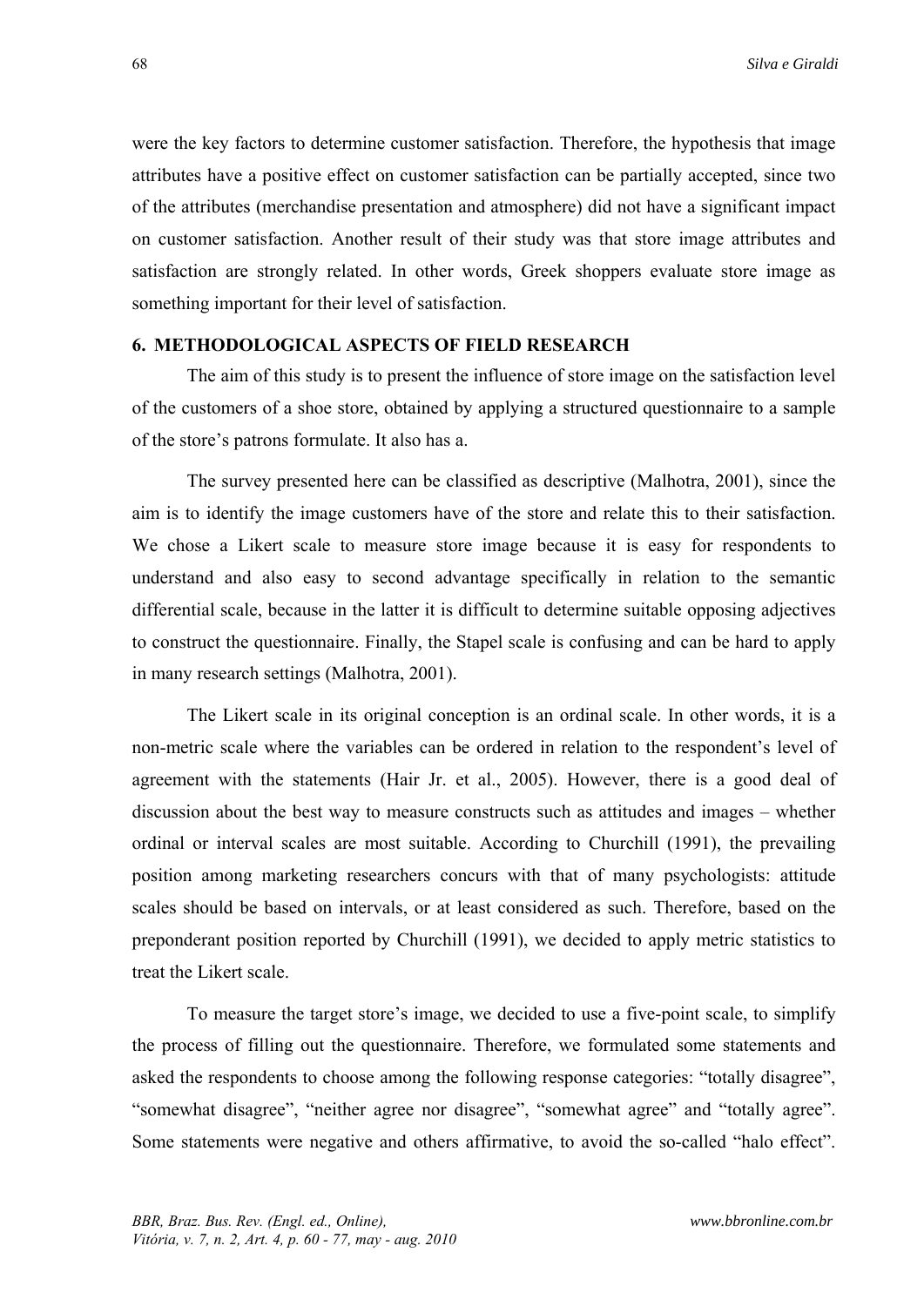were the key factors to determine customer satisfaction. Therefore, the hypothesis that image attributes have a positive effect on customer satisfaction can be partially accepted, since two of the attributes (merchandise presentation and atmosphere) did not have a significant impact on customer satisfaction. Another result of their study was that store image attributes and satisfaction are strongly related. In other words, Greek shoppers evaluate store image as something important for their level of satisfaction.

## 6. METHODOLOGICAL ASPECTS OF FIELD RESEARCH

The aim of this study is to present the influence of store image on the satisfaction level of the customers of a shoe store, obtained by applying a structured questionnaire to a sample of the store's patrons formulate. It also has a.

The survey presented here can be classified as descriptive (Malhotra, 2001), since the aim is to identify the image customers have of the store and relate this to their satisfaction. We chose a Likert scale to measure store image because it is easy for respondents to understand and also easy to second advantage specifically in relation to the semantic differential scale, because in the latter it is difficult to determine suitable opposing adjectives to construct the questionnaire. Finally, the Stapel scale is confusing and can be hard to apply in many research settings (Malhotra, 2001).

The Likert scale in its original conception is an ordinal scale. In other words, it is a non-metric scale where the variables can be ordered in relation to the respondent's level of agreement with the statements (Hair Jr. et al., 2005). However, there is a good deal of discussion about the best way to measure constructs such as attitudes and images – whether ordinal or interval scales are most suitable. According to Churchill (1991), the prevailing position among marketing researchers concurs with that of many psychologists: attitude scales should be based on intervals, or at least considered as such. Therefore, based on the preponderant position reported by Churchill (1991), we decided to apply metric statistics to treat the Likert scale.

To measure the target store's image, we decided to use a five-point scale, to simplify the process of filling out the questionnaire. Therefore, we formulated some statements and asked the respondents to choose among the following response categories: "totally disagree", "somewhat disagree", "neither agree nor disagree", "somewhat agree" and "totally agree". Some statements were negative and others affirmative, to avoid the so-called "halo effect".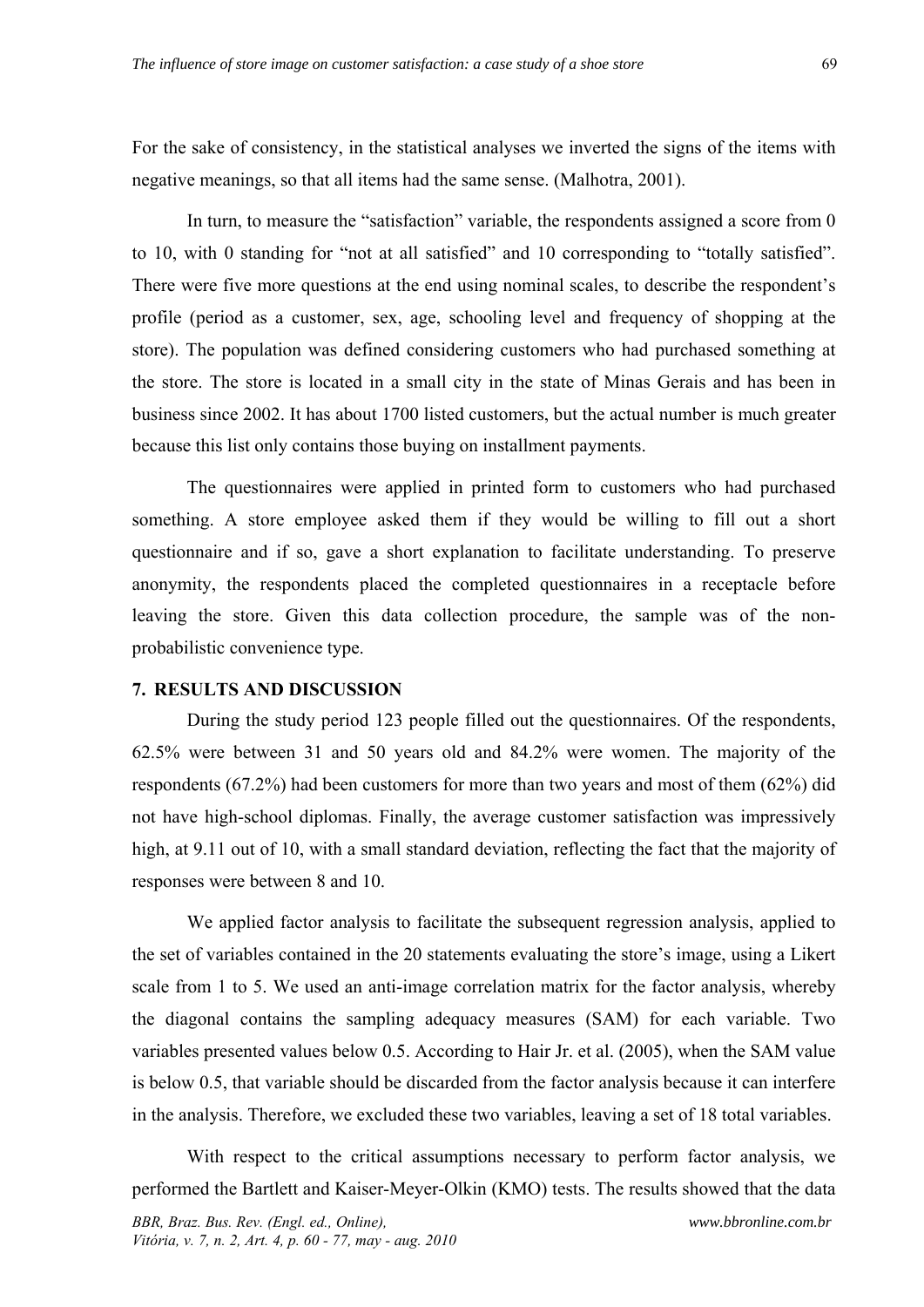For the sake of consistency, in the statistical analyses we inverted the signs of the items with negative meanings, so that all items had the same sense. (Malhotra, 2001).

In turn, to measure the "satisfaction" variable, the respondents assigned a score from 0 to 10, with 0 standing for "not at all satisfied" and 10 corresponding to "totally satisfied". There were five more questions at the end using nominal scales, to describe the respondent's profile (period as a customer, sex, age, schooling level and frequency of shopping at the store). The population was defined considering customers who had purchased something at the store. The store is located in a small city in the state of Minas Gerais and has been in business since 2002. It has about 1700 listed customers, but the actual number is much greater because this list only contains those buying on installment payments.

The questionnaires were applied in printed form to customers who had purchased something. A store employee asked them if they would be willing to fill out a short questionnaire and if so, gave a short explanation to facilitate understanding. To preserve anonymity, the respondents placed the completed questionnaires in a receptacle before leaving the store. Given this data collection procedure, the sample was of the non-probabilistic convenience type.

## 7. RESULTS AND DISCUSSION

During the study period 123 people filled out the questionnaires. Of the respondents, 62.5% were between 31 and 50 years old and 84.2% were women. The majority of the respondents (67.2%) had been customers for more than two years and most of them (62%) did not have high-school diplomas. Finally, the average customer satisfaction was impressively high, at 9.11 out of 10, with a small standard deviation, reflecting the fact that the majority of responses were between 8 and 10.

We applied factor analysis to facilitate the subsequent regression analysis, applied to the set of variables contained in the 20 statements evaluating the store's image, using a Likert scale from 1 to 5. We used an anti-image correlation matrix for the factor analysis, whereby the diagonal contains the sampling adequacy measures (SAM) for each variable. Two variables presented values below 0.5. According to Hair Jr. et al. (2005), when the SAM value is below 0.5, that variable should be discarded from the factor analysis because it can interfere in the analysis. Therefore, we excluded these two variables, leaving a set of 18 total variables.

With respect to the critical assumptions necessary to perform factor analysis, we performed the Bartlett and Kaiser-Meyer-Olkin (KMO) tests. The results showed that the data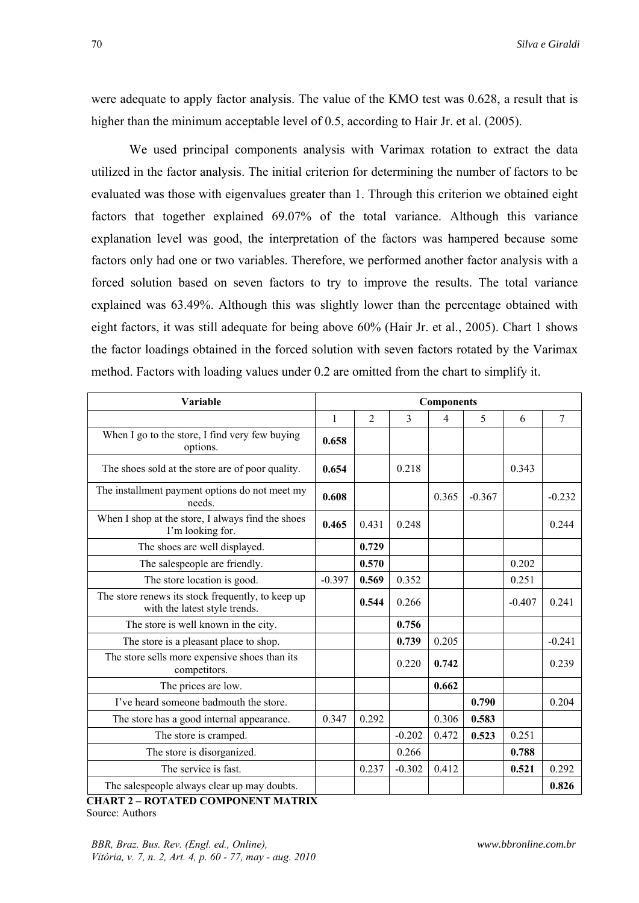were adequate to apply factor analysis. The value of the KMO test was 0.628, a result that is higher than the minimum acceptable level of 0.5, according to Hair Jr. et al. (2005).

We used principal components analysis with Varimax rotation to extract the data utilized in the factor analysis. The initial criterion for determining the number of factors to be evaluated was those with eigenvalues greater than 1. Through this criterion we obtained eight factors that together explained 69.07% of the total variance. Although this variance explanation level was good, the interpretation of the factors was hampered because some factors only had one or two variables. Therefore, we performed another factor analysis with a forced solution based on seven factors to try to improve the results. The total variance explained was 63.49%. Although this was slightly lower than the percentage obtained with eight factors, it was still adequate for being above 60% (Hair Jr. et al., 2005). Chart 1 shows the factor loadings obtained in the forced solution with seven factors rotated by the Varimax method. Factors with loading values under 0.2 are omitted from the chart to simplify it.

| Variable | Components | | | | | | |
|---|---|---|---|---|---|---|---|
| | 1 | 2 | 3 | 4 | 5 | 6 | 7 |
| When I go to the store, I find very few buying options. | **0.658** | | | | | | |
| The shoes sold at the store are of poor quality. | **0.654** | | 0.218 | | | 0.343 | |
| The installment payment options do not meet my needs. | **0.608** | | | 0.365 | -0.367 | | -0.232 |
| When I shop at the store, I always find the shoes I'm looking for. | **0.465** | 0.431 | 0.248 | | | | 0.244 |
| The shoes are well displayed. | | **0.729** | | | | | |
| The salespeople are friendly. | | **0.570** | | | | 0.202 | |
| The store location is good. | -0.397 | **0.569** | 0.352 | | | 0.251 | |
| The store renews its stock frequently, to keep up with the latest style trends. | | **0.544** | 0.266 | | | -0.407 | 0.241 |
| The store is well known in the city. | | | **0.756** | | | | |
| The store is a pleasant place to shop. | | | **0.739** | 0.205 | | | -0.241 |
| The store sells more expensive shoes than its competitors. | | | 0.220 | **0.742** | | | 0.239 |
| The prices are low. | | | | **0.662** | | | |
| I've heard someone badmouth the store. | | | | | **0.790** | | 0.204 |
| The store has a good internal appearance. | 0.347 | 0.292 | | 0.306 | **0.583** | | |
| The store is cramped. | | | -0.202 | 0.472 | **0.523** | 0.251 | |
| The store is disorganized. | | | 0.266 | | | **0.788** | |
| The service is fast. | | 0.237 | -0.302 | 0.412 | | **0.521** | 0.292 |
| The salespeople always clear up may doubts. | | | | | | | **0.826** |

**CHART 2 – ROTATED COMPONENT MATRIX**
Source: Authors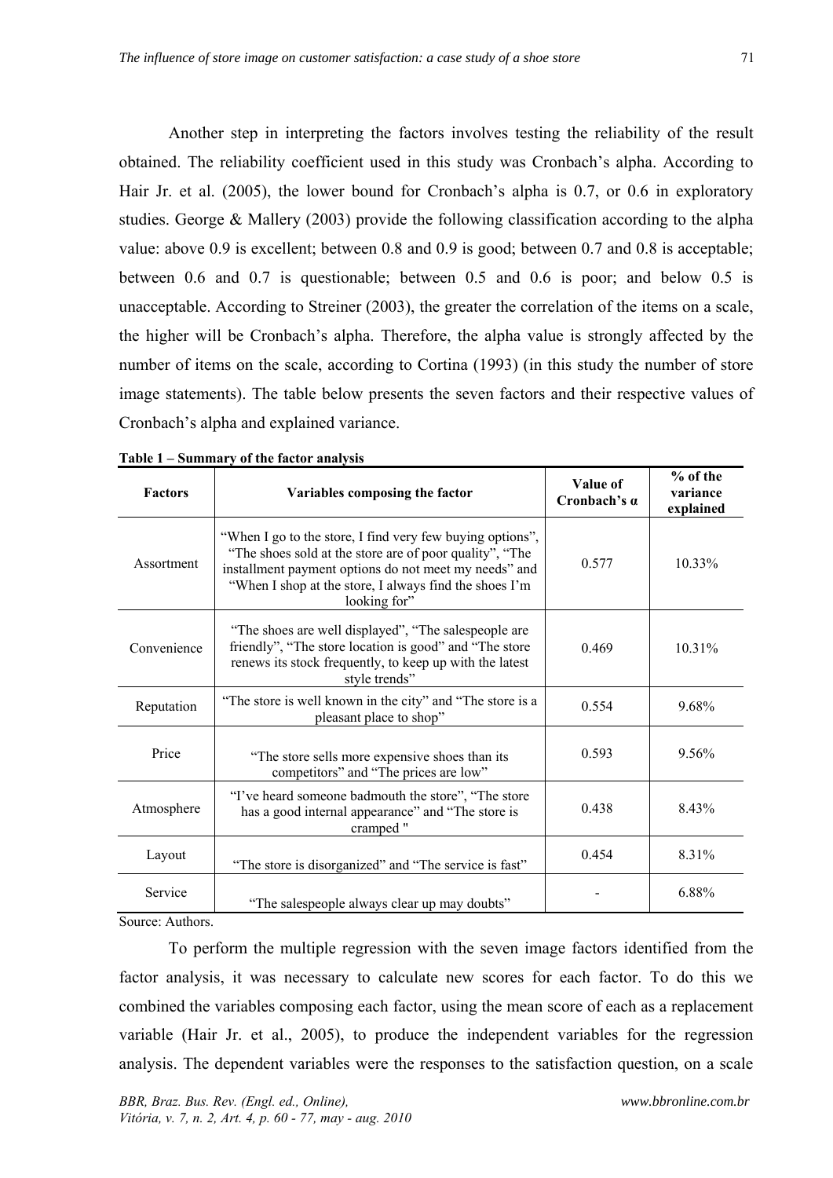Another step in interpreting the factors involves testing the reliability of the result obtained. The reliability coefficient used in this study was Cronbach's alpha. According to Hair Jr. et al. (2005), the lower bound for Cronbach's alpha is 0.7, or 0.6 in exploratory studies. George & Mallery (2003) provide the following classification according to the alpha value: above 0.9 is excellent; between 0.8 and 0.9 is good; between 0.7 and 0.8 is acceptable; between 0.6 and 0.7 is questionable; between 0.5 and 0.6 is poor; and below 0.5 is unacceptable. According to Streiner (2003), the greater the correlation of the items on a scale, the higher will be Cronbach's alpha. Therefore, the alpha value is strongly affected by the number of items on the scale, according to Cortina (1993) (in this study the number of store image statements). The table below presents the seven factors and their respective values of Cronbach's alpha and explained variance.

**Table 1 – Summary of the factor analysis**

| Factors | Variables composing the factor | Value of Cronbach's α | % of the variance explained |
|---|---|---|---|
| Assortment | "When I go to the store, I find very few buying options", "The shoes sold at the store are of poor quality", "The installment payment options do not meet my needs" and "When I shop at the store, I always find the shoes I'm looking for" | 0.577 | 10.33% |
| Convenience | "The shoes are well displayed", "The salespeople are friendly", "The store location is good" and "The store renews its stock frequently, to keep up with the latest style trends" | 0.469 | 10.31% |
| Reputation | "The store is well known in the city" and "The store is a pleasant place to shop" | 0.554 | 9.68% |
| Price | "The store sells more expensive shoes than its competitors" and "The prices are low" | 0.593 | 9.56% |
| Atmosphere | "I've heard someone badmouth the store", "The store has a good internal appearance" and "The store is cramped " | 0.438 | 8.43% |
| Layout | "The store is disorganized" and "The service is fast" | 0.454 | 8.31% |
| Service | "The salespeople always clear up may doubts" | - | 6.88% |

Source: Authors.

To perform the multiple regression with the seven image factors identified from the factor analysis, it was necessary to calculate new scores for each factor. To do this we combined the variables composing each factor, using the mean score of each as a replacement variable (Hair Jr. et al., 2005), to produce the independent variables for the regression analysis. The dependent variables were the responses to the satisfaction question, on a scale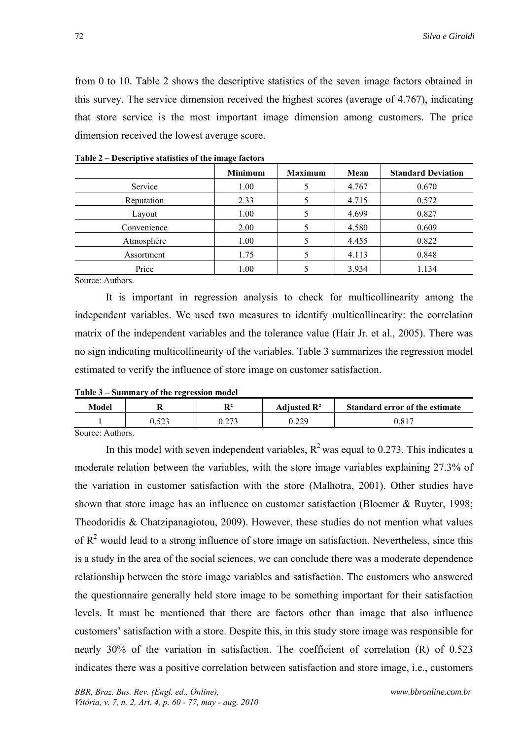from 0 to 10. Table 2 shows the descriptive statistics of the seven image factors obtained in this survey. The service dimension received the highest scores (average of 4.767), indicating that store service is the most important image dimension among customers. The price dimension received the lowest average score.

**Table 2 – Descriptive statistics of the image factors**

| | Minimum | Maximum | Mean | Standard Deviation |
|---|---|---|---|---|
| Service | 1.00 | 5 | 4.767 | 0.670 |
| Reputation | 2.33 | 5 | 4.715 | 0.572 |
| Layout | 1.00 | 5 | 4.699 | 0.827 |
| Convenience | 2.00 | 5 | 4.580 | 0.609 |
| Atmosphere | 1.00 | 5 | 4.455 | 0.822 |
| Assortment | 1.75 | 5 | 4.113 | 0.848 |
| Price | 1.00 | 5 | 3.934 | 1.134 |

Source: Authors.

It is important in regression analysis to check for multicollinearity among the independent variables. We used two measures to identify multicollinearity: the correlation matrix of the independent variables and the tolerance value (Hair Jr. et al., 2005). There was no sign indicating multicollinearity of the variables. Table 3 summarizes the regression model estimated to verify the influence of store image on customer satisfaction.

**Table 3 – Summary of the regression model**

| Model | R | $R^2$ | Adjusted $R^2$ | Standard error of the estimate |
|---|---|---|---|---|
| 1 | 0.523 | 0.273 | 0.229 | 0.817 |

Source: Authors.

In this model with seven independent variables, $R^2$ was equal to 0.273. This indicates a moderate relation between the variables, with the store image variables explaining 27.3% of the variation in customer satisfaction with the store (Malhotra, 2001). Other studies have shown that store image has an influence on customer satisfaction (Bloemer & Ruyter, 1998; Theodoridis & Chatzipanagiotou, 2009). However, these studies do not mention what values of $R^2$ would lead to a strong influence of store image on satisfaction. Nevertheless, since this is a study in the area of the social sciences, we can conclude there was a moderate dependence relationship between the store image variables and satisfaction. The customers who answered the questionnaire generally held store image to be something important for their satisfaction levels. It must be mentioned that there are factors other than image that also influence customers' satisfaction with a store. Despite this, in this study store image was responsible for nearly 30% of the variation in satisfaction. The coefficient of correlation (R) of 0.523 indicates there was a positive correlation between satisfaction and store image, i.e., customers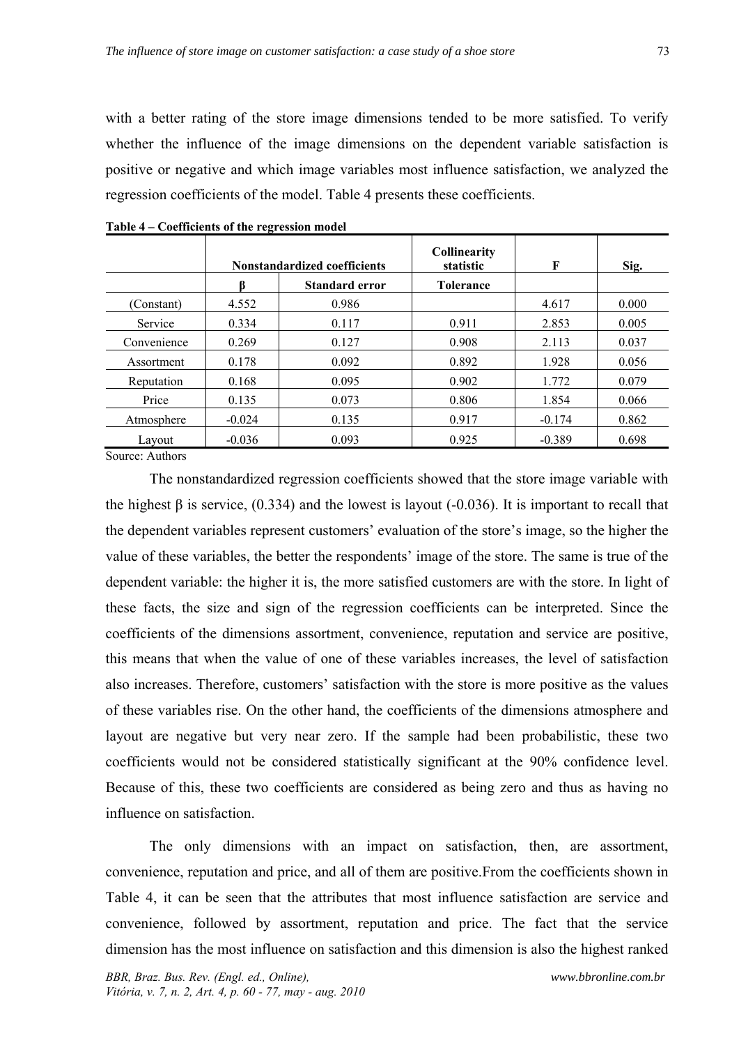with a better rating of the store image dimensions tended to be more satisfied. To verify whether the influence of the image dimensions on the dependent variable satisfaction is positive or negative and which image variables most influence satisfaction, we analyzed the regression coefficients of the model. Table 4 presents these coefficients.

**Table 4 – Coefficients of the regression model**

| | Nonstandardized coefficients | | Collinearity statistic | F | Sig. |
|---|---|---|---|---|---|
| | β | Standard error | Tolerance | | |
| (Constant) | 4.552 | 0.986 | | 4.617 | 0.000 |
| Service | 0.334 | 0.117 | 0.911 | 2.853 | 0.005 |
| Convenience | 0.269 | 0.127 | 0.908 | 2.113 | 0.037 |
| Assortment | 0.178 | 0.092 | 0.892 | 1.928 | 0.056 |
| Reputation | 0.168 | 0.095 | 0.902 | 1.772 | 0.079 |
| Price | 0.135 | 0.073 | 0.806 | 1.854 | 0.066 |
| Atmosphere | -0.024 | 0.135 | 0.917 | -0.174 | 0.862 |
| Layout | -0.036 | 0.093 | 0.925 | -0.389 | 0.698 |

Source: Authors

The nonstandardized regression coefficients showed that the store image variable with the highest β is service, (0.334) and the lowest is layout (-0.036). It is important to recall that the dependent variables represent customers' evaluation of the store's image, so the higher the value of these variables, the better the respondents' image of the store. The same is true of the dependent variable: the higher it is, the more satisfied customers are with the store. In light of these facts, the size and sign of the regression coefficients can be interpreted. Since the coefficients of the dimensions assortment, convenience, reputation and service are positive, this means that when the value of one of these variables increases, the level of satisfaction also increases. Therefore, customers' satisfaction with the store is more positive as the values of these variables rise. On the other hand, the coefficients of the dimensions atmosphere and layout are negative but very near zero. If the sample had been probabilistic, these two coefficients would not be considered statistically significant at the 90% confidence level. Because of this, these two coefficients are considered as being zero and thus as having no influence on satisfaction.

The only dimensions with an impact on satisfaction, then, are assortment, convenience, reputation and price, and all of them are positive.From the coefficients shown in Table 4, it can be seen that the attributes that most influence satisfaction are service and convenience, followed by assortment, reputation and price. The fact that the service dimension has the most influence on satisfaction and this dimension is also the highest ranked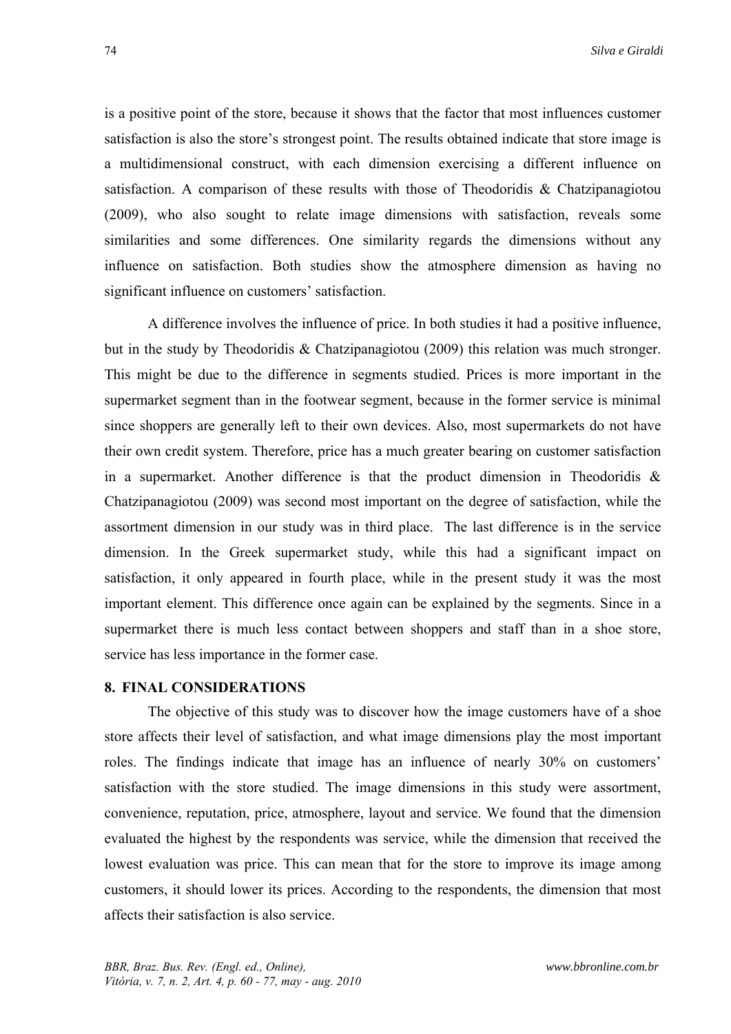is a positive point of the store, because it shows that the factor that most influences customer satisfaction is also the store's strongest point. The results obtained indicate that store image is a multidimensional construct, with each dimension exercising a different influence on satisfaction. A comparison of these results with those of Theodoridis & Chatzipanagiotou (2009), who also sought to relate image dimensions with satisfaction, reveals some similarities and some differences. One similarity regards the dimensions without any influence on satisfaction. Both studies show the atmosphere dimension as having no significant influence on customers' satisfaction.

A difference involves the influence of price. In both studies it had a positive influence, but in the study by Theodoridis & Chatzipanagiotou (2009) this relation was much stronger. This might be due to the difference in segments studied. Prices is more important in the supermarket segment than in the footwear segment, because in the former service is minimal since shoppers are generally left to their own devices. Also, most supermarkets do not have their own credit system. Therefore, price has a much greater bearing on customer satisfaction in a supermarket. Another difference is that the product dimension in Theodoridis & Chatzipanagiotou (2009) was second most important on the degree of satisfaction, while the assortment dimension in our study was in third place. The last difference is in the service dimension. In the Greek supermarket study, while this had a significant impact on satisfaction, it only appeared in fourth place, while in the present study it was the most important element. This difference once again can be explained by the segments. Since in a supermarket there is much less contact between shoppers and staff than in a shoe store, service has less importance in the former case.

## 8. FINAL CONSIDERATIONS

The objective of this study was to discover how the image customers have of a shoe store affects their level of satisfaction, and what image dimensions play the most important roles. The findings indicate that image has an influence of nearly 30% on customers' satisfaction with the store studied. The image dimensions in this study were assortment, convenience, reputation, price, atmosphere, layout and service. We found that the dimension evaluated the highest by the respondents was service, while the dimension that received the lowest evaluation was price. This can mean that for the store to improve its image among customers, it should lower its prices. According to the respondents, the dimension that most affects their satisfaction is also service.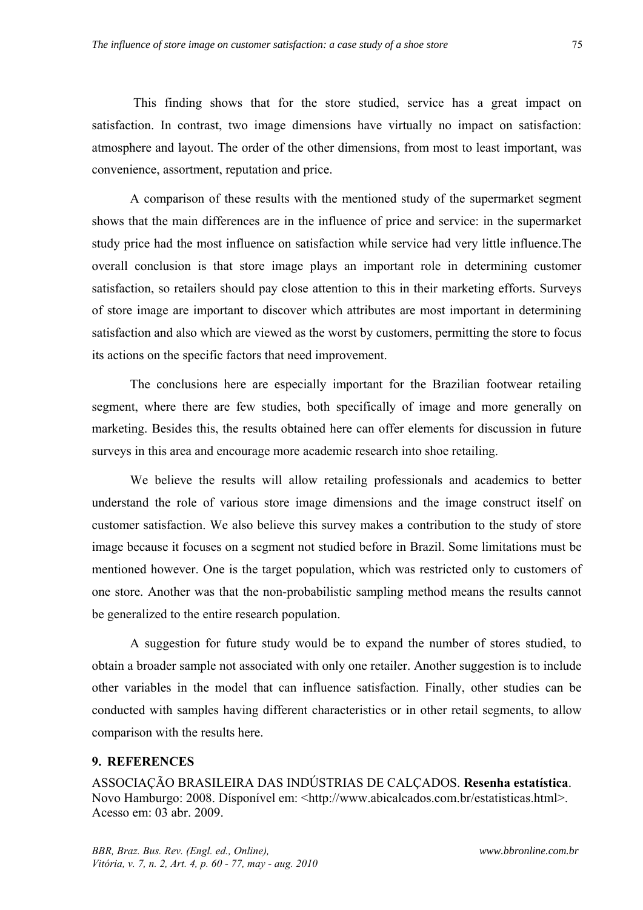This finding shows that for the store studied, service has a great impact on satisfaction. In contrast, two image dimensions have virtually no impact on satisfaction: atmosphere and layout. The order of the other dimensions, from most to least important, was convenience, assortment, reputation and price.

A comparison of these results with the mentioned study of the supermarket segment shows that the main differences are in the influence of price and service: in the supermarket study price had the most influence on satisfaction while service had very little influence.The overall conclusion is that store image plays an important role in determining customer satisfaction, so retailers should pay close attention to this in their marketing efforts. Surveys of store image are important to discover which attributes are most important in determining satisfaction and also which are viewed as the worst by customers, permitting the store to focus its actions on the specific factors that need improvement.

The conclusions here are especially important for the Brazilian footwear retailing segment, where there are few studies, both specifically of image and more generally on marketing. Besides this, the results obtained here can offer elements for discussion in future surveys in this area and encourage more academic research into shoe retailing.

We believe the results will allow retailing professionals and academics to better understand the role of various store image dimensions and the image construct itself on customer satisfaction. We also believe this survey makes a contribution to the study of store image because it focuses on a segment not studied before in Brazil. Some limitations must be mentioned however. One is the target population, which was restricted only to customers of one store. Another was that the non-probabilistic sampling method means the results cannot be generalized to the entire research population.

A suggestion for future study would be to expand the number of stores studied, to obtain a broader sample not associated with only one retailer. Another suggestion is to include other variables in the model that can influence satisfaction. Finally, other studies can be conducted with samples having different characteristics or in other retail segments, to allow comparison with the results here.

## 9. REFERENCES

ASSOCIAÇÃO BRASILEIRA DAS INDÚSTRIAS DE CALÇADOS. **Resenha estatística**. Novo Hamburgo: 2008. Dísponível em: <http://www.abicalcados.com.br/estatisticas.html>. Acesso em: 03 abr. 2009.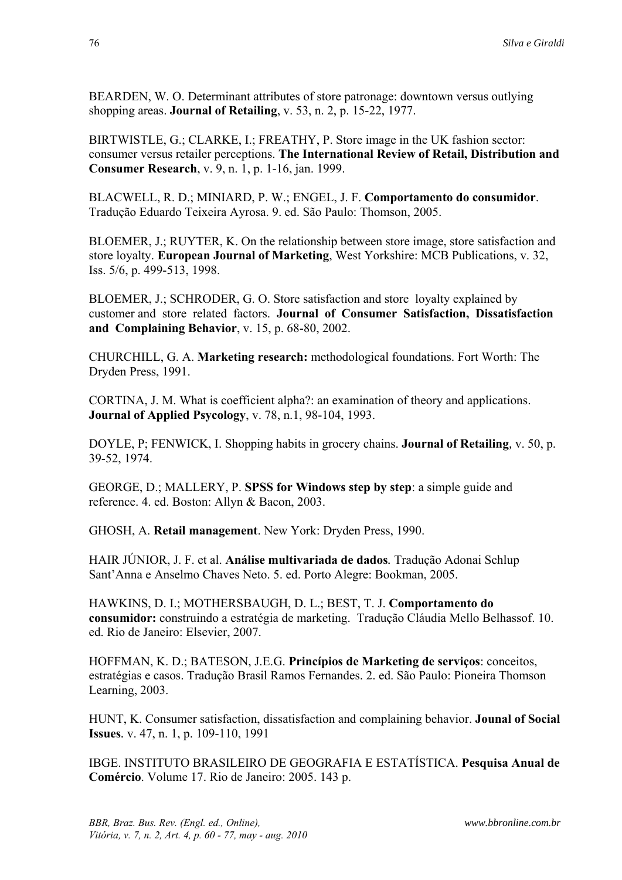BEARDEN, W. O. Determinant attributes of store patronage: downtown versus outlying shopping areas. **Journal of Retailing**, v. 53, n. 2, p. 15-22, 1977.

BIRTWISTLE, G.; CLARKE, I.; FREATHY, P. Store image in the UK fashion sector: consumer versus retailer perceptions. **The International Review of Retail, Distribution and Consumer Research**, v. 9, n. 1, p. 1-16, jan. 1999.

BLACWELL, R. D.; MINIARD, P. W.; ENGEL, J. F. **Comportamento do consumidor**. Tradução Eduardo Teixeira Ayrosa. 9. ed. São Paulo: Thomson, 2005.

BLOEMER, J.; RUYTER, K. On the relationship between store image, store satisfaction and store loyalty. **European Journal of Marketing**, West Yorkshire: MCB Publications, v. 32, Iss. 5/6, p. 499-513, 1998.

BLOEMER, J.; SCHRODER, G. O. Store satisfaction and store loyalty explained by customer and store related factors. **Journal of Consumer Satisfaction, Dissatisfaction and Complaining Behavior**, v. 15, p. 68-80, 2002.

CHURCHILL, G. A. **Marketing research:** methodological foundations. Fort Worth: The Dryden Press, 1991.

CORTINA, J. M. What is coefficient alpha?: an examination of theory and applications. **Journal of Applied Psycology**, v. 78, n.1, 98-104, 1993.

DOYLE, P; FENWICK, I. Shopping habits in grocery chains. **Journal of Retailing**, v. 50, p. 39-52, 1974.

GEORGE, D.; MALLERY, P. **SPSS for Windows step by step**: a simple guide and reference. 4. ed. Boston: Allyn & Bacon, 2003.

GHOSH, A. **Retail management**. New York: Dryden Press, 1990.

HAIR JÚNIOR, J. F. et al. **Análise multivariada de dados**. Tradução Adonai Schlup Sant'Anna e Anselmo Chaves Neto. 5. ed. Porto Alegre: Bookman, 2005.

HAWKINS, D. I.; MOTHERSBAUGH, D. L.; BEST, T. J. **Comportamento do consumidor:** construindo a estratégia de marketing. Tradução Cláudia Mello Belhassof. 10. ed. Rio de Janeiro: Elsevier, 2007.

HOFFMAN, K. D.; BATESON, J.E.G. **Princípios de Marketing de serviços**: conceitos, estratégias e casos. Tradução Brasil Ramos Fernandes. 2. ed. São Paulo: Pioneira Thomson Learning, 2003.

HUNT, K. Consumer satisfaction, dissatisfaction and complaining behavior. **Jounal of Social Issues**. v. 47, n. 1, p. 109-110, 1991

IBGE. INSTITUTO BRASILEIRO DE GEOGRAFIA E ESTATÍSTICA. **Pesquisa Anual de Comércio**. Volume 17. Rio de Janeiro: 2005. 143 p.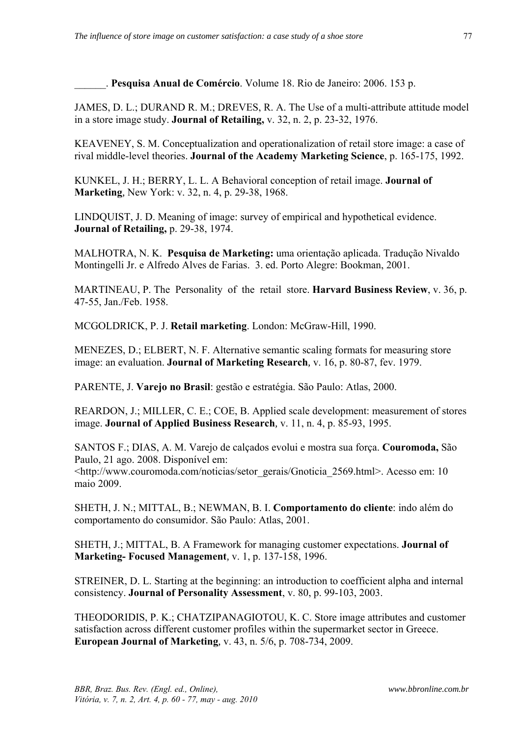\_\_\_\_\_\_. **Pesquisa Anual de Comércio**. Volume 18. Rio de Janeiro: 2006. 153 p.

JAMES, D. L.; DURAND R. M.; DREVES, R. A. The Use of a multi-attribute attitude model in a store image study. **Journal of Retailing,** v. 32, n. 2, p. 23-32, 1976.

KEAVENEY, S. M. Conceptualization and operationalization of retail store image: a case of rival middle-level theories. **Journal of the Academy Marketing Science**, p. 165-175, 1992.

KUNKEL, J. H.; BERRY, L. L. A Behavioral conception of retail image. **Journal of Marketing**, New York: v. 32, n. 4, p. 29-38, 1968.

LINDQUIST, J. D. Meaning of image: survey of empirical and hypothetical evidence. **Journal of Retailing,** p. 29-38, 1974.

MALHOTRA, N. K. **Pesquisa de Marketing:** uma orientação aplicada. Tradução Nivaldo Montingelli Jr. e Alfredo Alves de Farias. 3. ed. Porto Alegre: Bookman, 2001.

MARTINEAU, P. The Personality of the retail store. **Harvard Business Review**, v. 36, p. 47-55, Jan./Feb. 1958.

MCGOLDRICK, P. J. **Retail marketing**. London: McGraw-Hill, 1990.

MENEZES, D.; ELBERT, N. F. Alternative semantic scaling formats for measuring store image: an evaluation. **Journal of Marketing Research**, v. 16, p. 80-87, fev. 1979.

PARENTE, J. **Varejo no Brasil**: gestão e estratégia. São Paulo: Atlas, 2000.

REARDON, J.; MILLER, C. E.; COE, B. Applied scale development: measurement of stores image. **Journal of Applied Business Research**, v. 11, n. 4, p. 85-93, 1995.

SANTOS F.; DIAS, A. M. Varejo de calçados evolui e mostra sua força. **Couromoda,** São Paulo, 21 ago. 2008. Disponível em: <http://www.couromoda.com/noticias/setor_gerais/Gnoticia_2569.html>. Acesso em: 10 maio 2009.

SHETH, J. N.; MITTAL, B.; NEWMAN, B. I. **Comportamento do cliente**: indo além do comportamento do consumidor. São Paulo: Atlas, 2001.

SHETH, J.; MITTAL, B. A Framework for managing customer expectations. **Journal of Marketing- Focused Management**, v. 1, p. 137-158, 1996.

STREINER, D. L. Starting at the beginning: an introduction to coefficient alpha and internal consistency. **Journal of Personality Assessment**, v. 80, p. 99-103, 2003.

THEODORIDIS, P. K.; CHATZIPANAGIOTOU, K. C. Store image attributes and customer satisfaction across different customer profiles within the supermarket sector in Greece. **European Journal of Marketing**, v. 43, n. 5/6, p. 708-734, 2009.